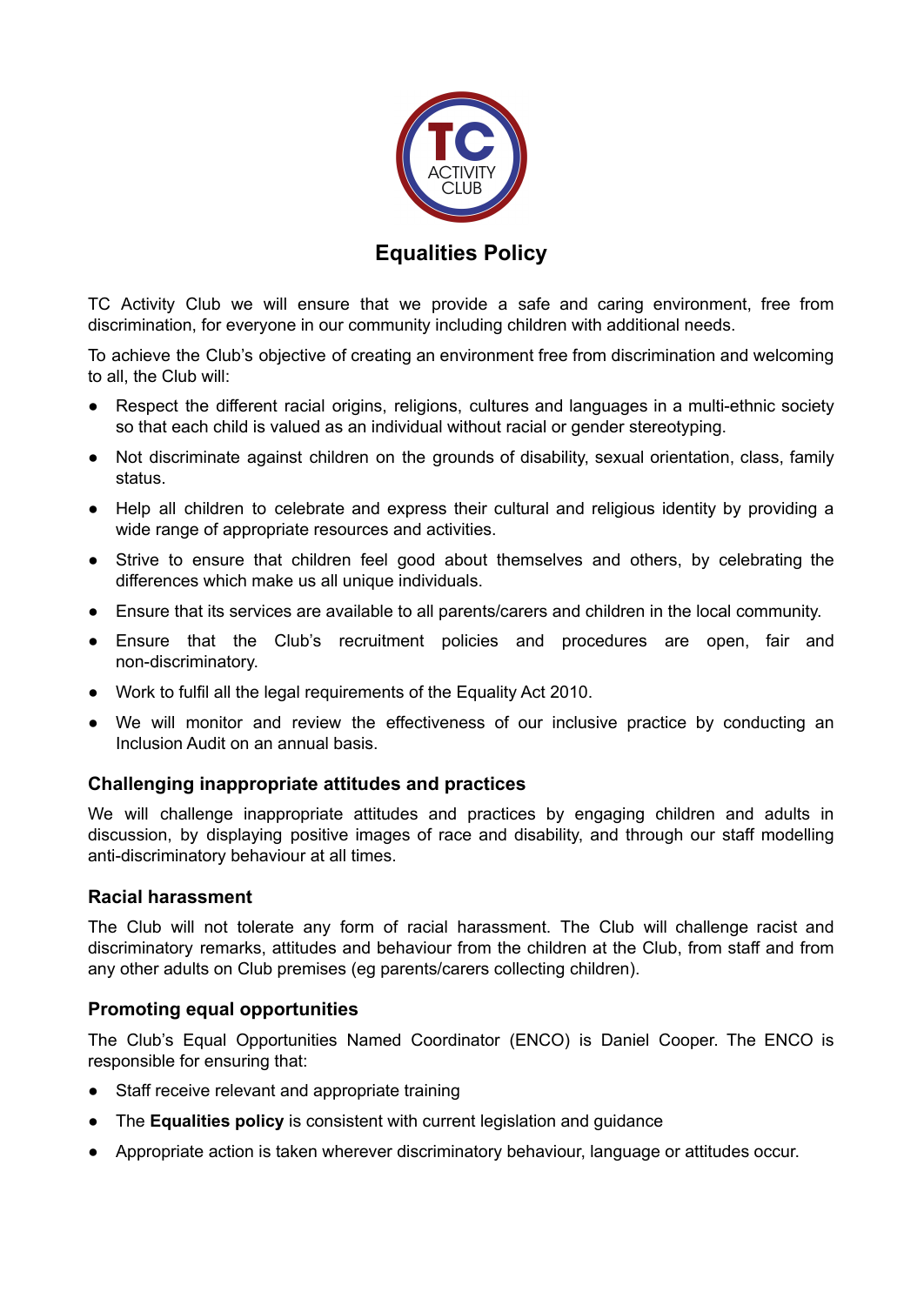# Equalities Policy

TC Activity Club we will ensure that we provide a safe and caring environment, free from discrimination, for everyone in our community including children with additional needs.

To achieve the Club's objective of creating an environment free from discrimination and welcoming to all, the Club will:

- Respect the different racial origins, religions, cultures and languages in a multi-ethnic society so that each child is valued as an individual without racial or gender stereotyping.
- Not discriminate against children on the grounds of disability, sexual orientation, class, family status.
- Help all children to celebrate and express their cultural and religious identity by providing a wide range of appropriate resources and activities.
- Strive to ensure that children feel good about themselves and others, by celebrating the differences which make us all unique individuals.
- Ensure that its services are available to all parents/carers and children in the local community.
- Ensure that the Club's recruitment policies and procedures are open, fair and non-discriminatory.
- Work to fulfil all the legal requirements of the Equality Act 2010.
- We will monitor and review the effectiveness of our inclusive practice by conducting an Inclusion Audit on an annual basis.

### Challenging inappropriate attitudes and practices

We will challenge inappropriate attitudes and practices by engaging children and adults in discussion, by displaying positive images of race and disability, and through our staff modelling anti-discriminatory behaviour at all times.

### Racial harassment

The Club will not tolerate any form of racial harassment. The Club will challenge racist and discriminatory remarks, attitudes and behaviour from the children at the Club, from staff and from any other adults on Club premises (eg parents/carers collecting children).

### Promoting equal opportunities

The Club's Equal Opportunities Named Coordinator (ENCO) is Daniel Cooper. The ENCO is responsible for ensuring that:

- Staff receive relevant and appropriate training
- The **Equalities policy** is consistent with current legislation and guidance
- Appropriate action is taken wherever discriminatory behaviour, language or attitudes occur.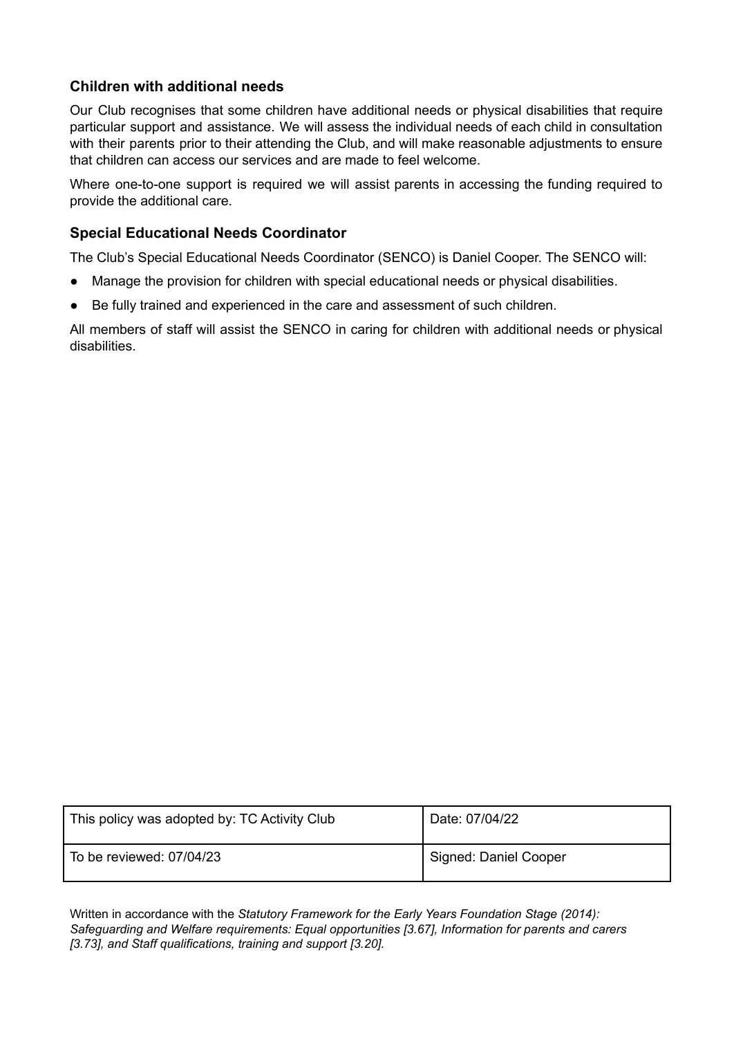### Children with additional needs

Our Club recognises that some children have additional needs or physical disabilities that require particular support and assistance. We will assess the individual needs of each child in consultation with their parents prior to their attending the Club, and will make reasonable adjustments to ensure that children can access our services and are made to feel welcome.

Where one-to-one support is required we will assist parents in accessing the funding required to provide the additional care.

### Special Educational Needs Coordinator

The Club's Special Educational Needs Coordinator (SENCO) is Daniel Cooper. The SENCO will:

- Manage the provision for children with special educational needs or physical disabilities.
- Be fully trained and experienced in the care and assessment of such children.

All members of staff will assist the SENCO in caring for children with additional needs or physical disabilities.

| | |
|---|---|
| This policy was adopted by: TC Activity Club | Date: 07/04/22 |
| To be reviewed: 07/04/23 | Signed: Daniel Cooper |

Written in accordance with the *Statutory Framework for the Early Years Foundation Stage (2014): Safeguarding and Welfare requirements: Equal opportunities [3.67], Information for parents and carers [3.73], and Staff qualifications, training and support [3.20].*